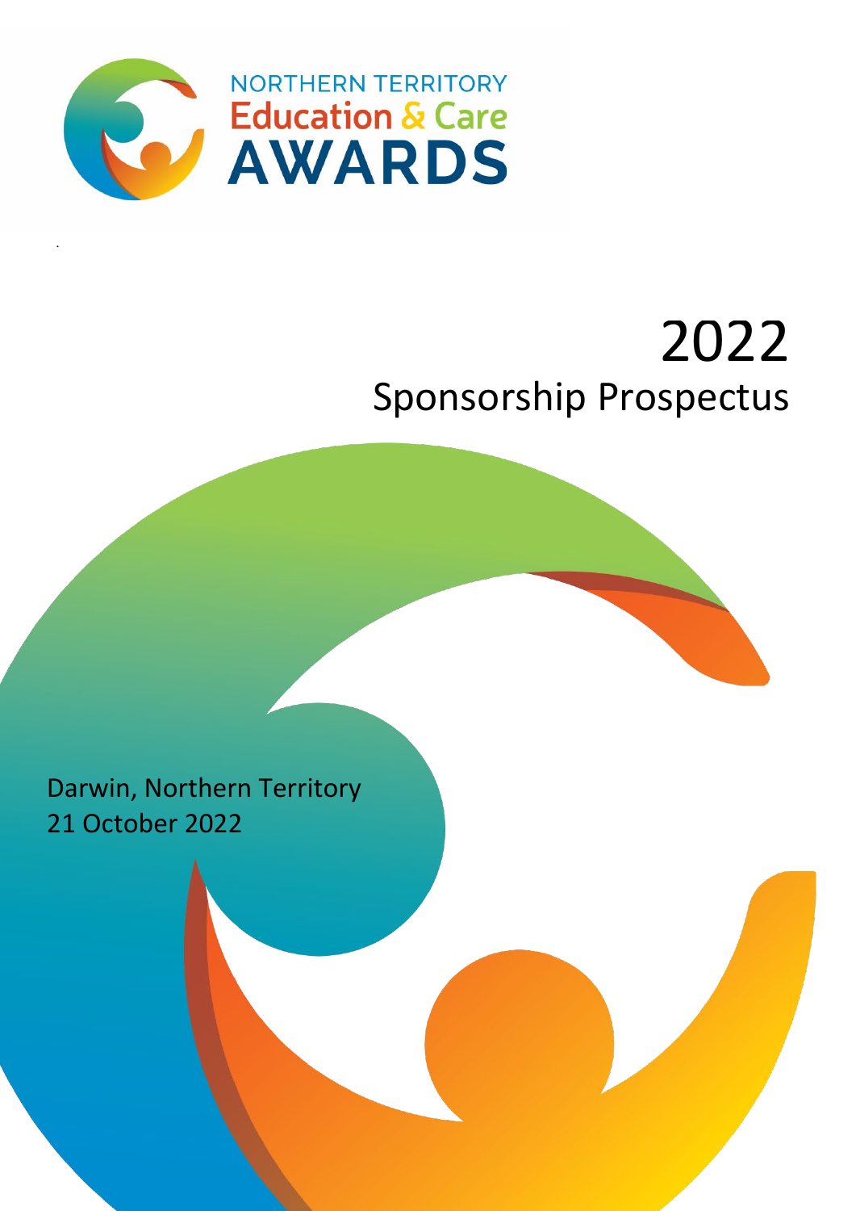NORTHERN TERRITORY
Education & Care
AWARDS

# 2022
## Sponsorship Prospectus

Darwin, Northern Territory
21 October 2022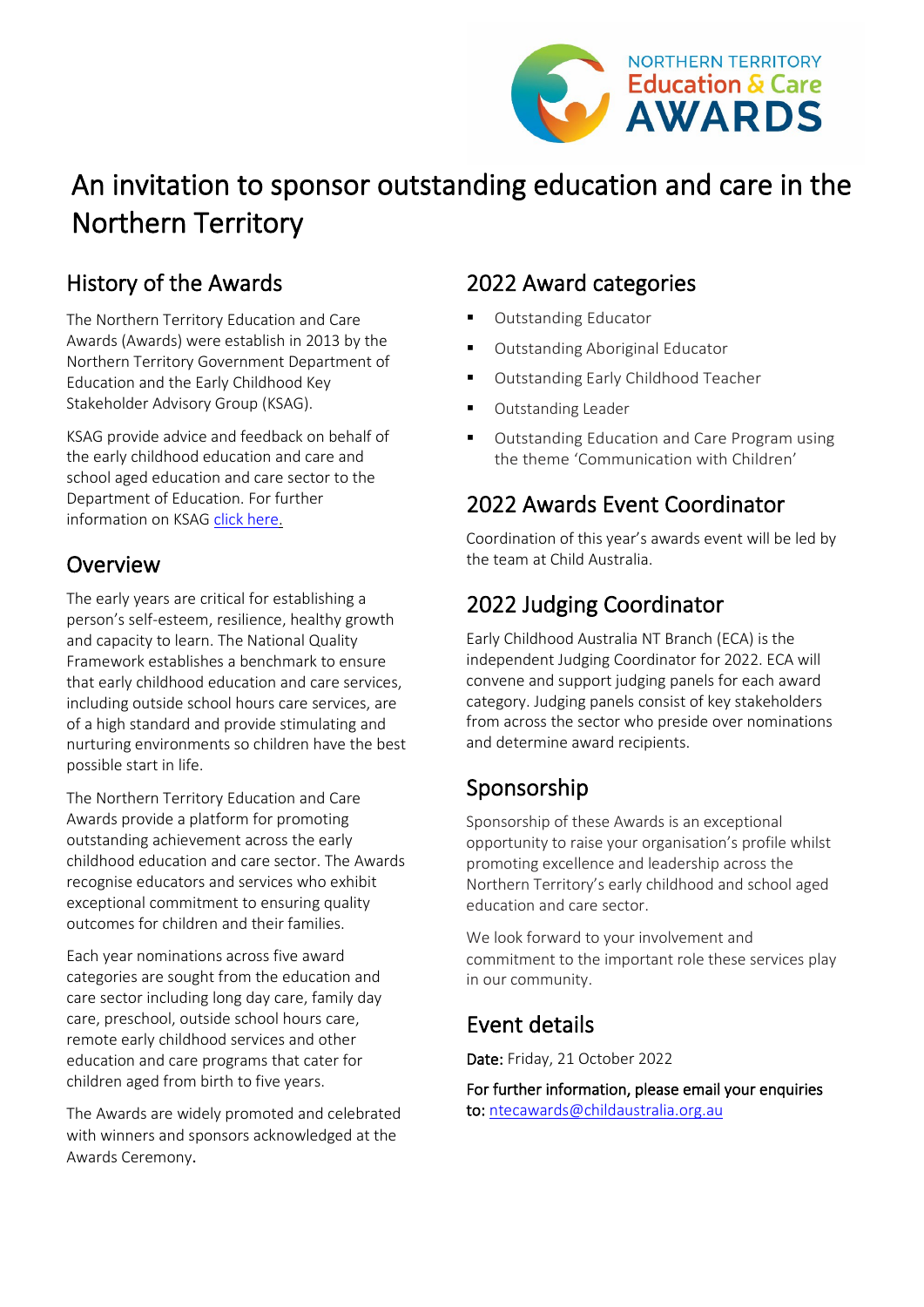# An invitation to sponsor outstanding education and care in the Northern Territory

## History of the Awards

The Northern Territory Education and Care Awards (Awards) were establish in 2013 by the Northern Territory Government Department of Education and the Early Childhood Key Stakeholder Advisory Group (KSAG).

KSAG provide advice and feedback on behalf of the early childhood education and care and school aged education and care sector to the Department of Education. For further information on KSAG [click here.](#)

## Overview

The early years are critical for establishing a person's self-esteem, resilience, healthy growth and capacity to learn. The National Quality Framework establishes a benchmark to ensure that early childhood education and care services, including outside school hours care services, are of a high standard and provide stimulating and nurturing environments so children have the best possible start in life.

The Northern Territory Education and Care Awards provide a platform for promoting outstanding achievement across the early childhood education and care sector. The Awards recognise educators and services who exhibit exceptional commitment to ensuring quality outcomes for children and their families.

Each year nominations across five award categories are sought from the education and care sector including long day care, family day care, preschool, outside school hours care, remote early childhood services and other education and care programs that cater for children aged from birth to five years.

The Awards are widely promoted and celebrated with winners and sponsors acknowledged at the Awards Ceremony.

## 2022 Award categories

- Outstanding Educator
- Outstanding Aboriginal Educator
- Outstanding Early Childhood Teacher
- Outstanding Leader
- Outstanding Education and Care Program using the theme 'Communication with Children'

## 2022 Awards Event Coordinator

Coordination of this year's awards event will be led by the team at Child Australia.

## 2022 Judging Coordinator

Early Childhood Australia NT Branch (ECA) is the independent Judging Coordinator for 2022. ECA will convene and support judging panels for each award category. Judging panels consist of key stakeholders from across the sector who preside over nominations and determine award recipients.

## Sponsorship

Sponsorship of these Awards is an exceptional opportunity to raise your organisation's profile whilst promoting excellence and leadership across the Northern Territory's early childhood and school aged education and care sector.

We look forward to your involvement and commitment to the important role these services play in our community.

## Event details

**Date:** Friday, 21 October 2022

**For further information, please email your enquiries to:** ntecawards@childaustralia.org.au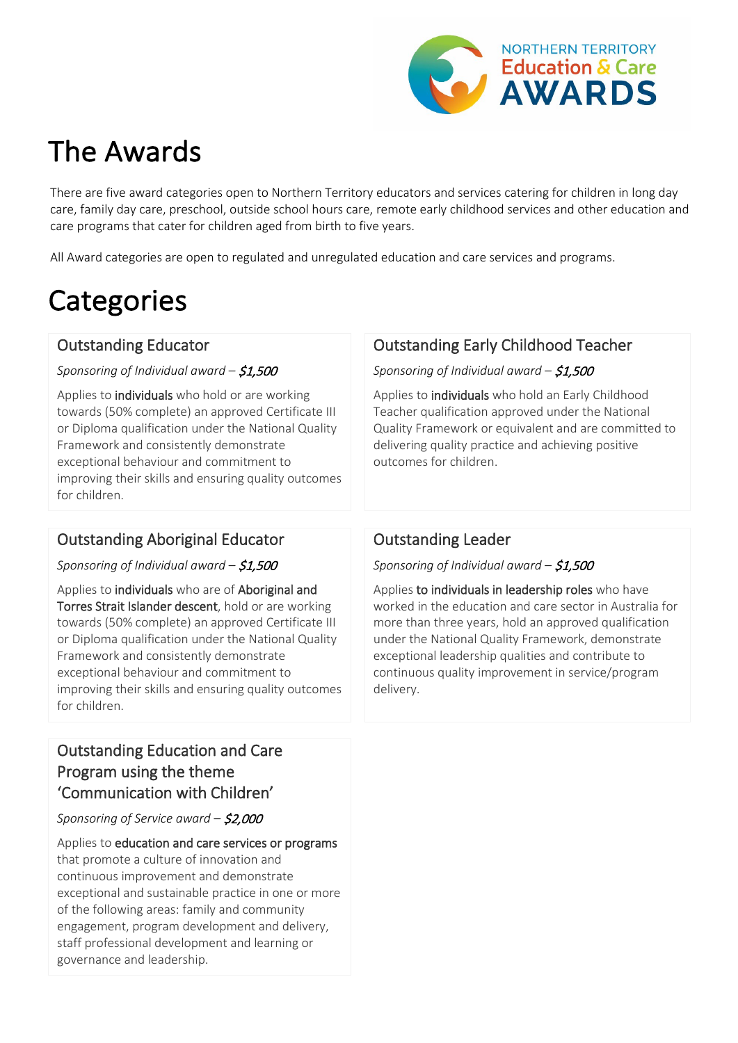# The Awards

There are five award categories open to Northern Territory educators and services catering for children in long day care, family day care, preschool, outside school hours care, remote early childhood services and other education and care programs that cater for children aged from birth to five years.

All Award categories are open to regulated and unregulated education and care services and programs.

# Categories

## Outstanding Educator

*Sponsoring of Individual award – **$1,500***

Applies to **individuals** who hold or are working towards (50% complete) an approved Certificate III or Diploma qualification under the National Quality Framework and consistently demonstrate exceptional behaviour and commitment to improving their skills and ensuring quality outcomes for children.

## Outstanding Early Childhood Teacher

*Sponsoring of Individual award – **$1,500***

Applies to **individuals** who hold an Early Childhood Teacher qualification approved under the National Quality Framework or equivalent and are committed to delivering quality practice and achieving positive outcomes for children.

## Outstanding Aboriginal Educator

*Sponsoring of Individual award – **$1,500***

Applies to **individuals** who are of **Aboriginal and Torres Strait Islander descent**, hold or are working towards (50% complete) an approved Certificate III or Diploma qualification under the National Quality Framework and consistently demonstrate exceptional behaviour and commitment to improving their skills and ensuring quality outcomes for children.

## Outstanding Leader

*Sponsoring of Individual award – **$1,500***

Applies **to individuals in leadership roles** who have worked in the education and care sector in Australia for more than three years, hold an approved qualification under the National Quality Framework, demonstrate exceptional leadership qualities and contribute to continuous quality improvement in service/program delivery.

## Outstanding Education and Care Program using the theme 'Communication with Children'

*Sponsoring of Service award – **$2,000***

Applies to **education and care services or programs** that promote a culture of innovation and continuous improvement and demonstrate exceptional and sustainable practice in one or more of the following areas: family and community engagement, program development and delivery, staff professional development and learning or governance and leadership.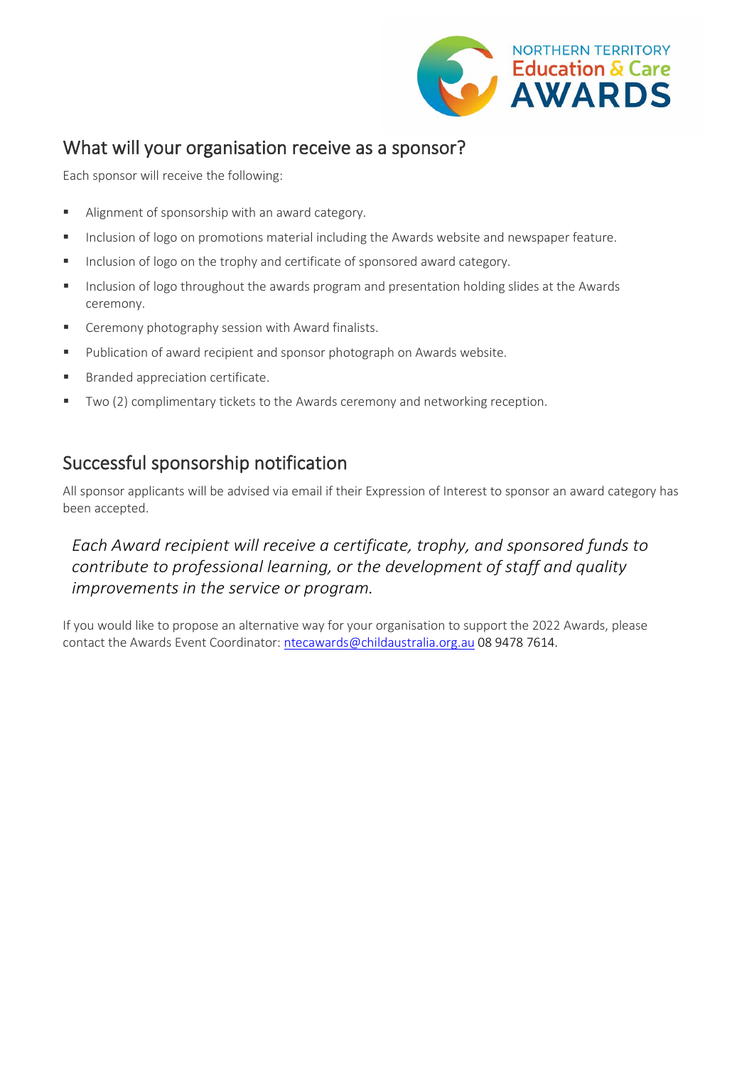## What will your organisation receive as a sponsor?

Each sponsor will receive the following:

- Alignment of sponsorship with an award category.
- Inclusion of logo on promotions material including the Awards website and newspaper feature.
- Inclusion of logo on the trophy and certificate of sponsored award category.
- Inclusion of logo throughout the awards program and presentation holding slides at the Awards ceremony.
- Ceremony photography session with Award finalists.
- Publication of award recipient and sponsor photograph on Awards website.
- Branded appreciation certificate.
- Two (2) complimentary tickets to the Awards ceremony and networking reception.

## Successful sponsorship notification

All sponsor applicants will be advised via email if their Expression of Interest to sponsor an award category has been accepted.

*Each Award recipient will receive a certificate, trophy, and sponsored funds to contribute to professional learning, or the development of staff and quality improvements in the service or program.*

If you would like to propose an alternative way for your organisation to support the 2022 Awards, please contact the Awards Event Coordinator: ntecawards@childaustralia.org.au 08 9478 7614.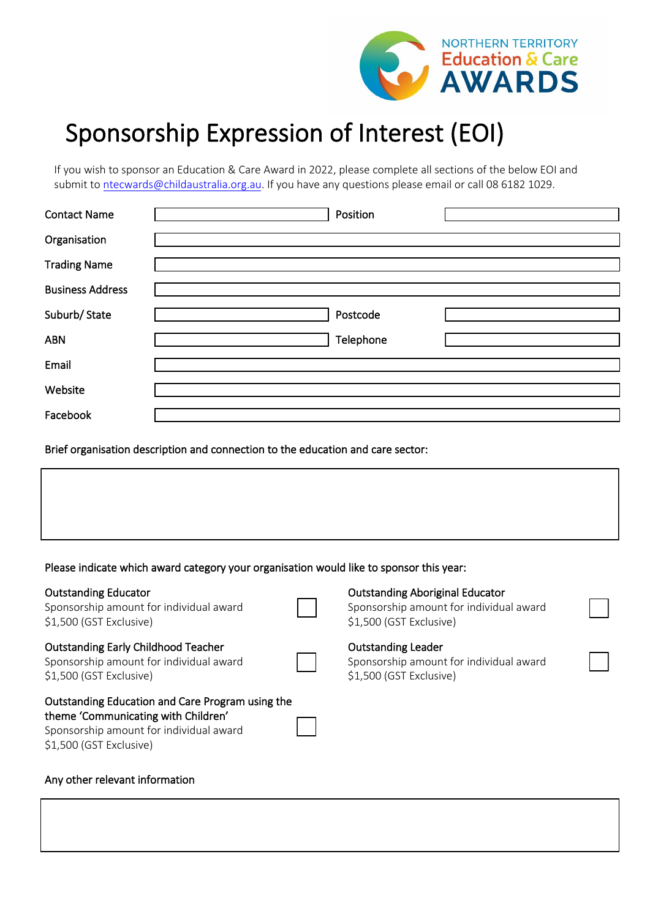# Sponsorship Expression of Interest (EOI)

If you wish to sponsor an Education & Care Award in 2022, please complete all sections of the below EOI and submit to ntecwards@childaustralia.org.au. If you have any questions please email or call 08 6182 1029.

| | | | |
|---|---|---|---|
| Contact Name | | Position | |
| Organisation | | | |
| Trading Name | | | |
| Business Address | | | |
| Suburb/ State | | Postcode | |
| ABN | | Telephone | |
| Email | | | |
| Website | | | |
| Facebook | | | |

Brief organisation description and connection to the education and care sector:

Please indicate which award category your organisation would like to sponsor this year:

- ☐ **Outstanding Educator**
  Sponsorship amount for individual award
  $1,500 (GST Exclusive)
- ☐ **Outstanding Early Childhood Teacher**
  Sponsorship amount for individual award
  $1,500 (GST Exclusive)
- ☐ **Outstanding Education and Care Program using the theme 'Communicating with Children'**
  Sponsorship amount for individual award
  $1,500 (GST Exclusive)
- ☐ **Outstanding Aboriginal Educator**
  Sponsorship amount for individual award
  $1,500 (GST Exclusive)
- ☐ **Outstanding Leader**
  Sponsorship amount for individual award
  $1,500 (GST Exclusive)

Any other relevant information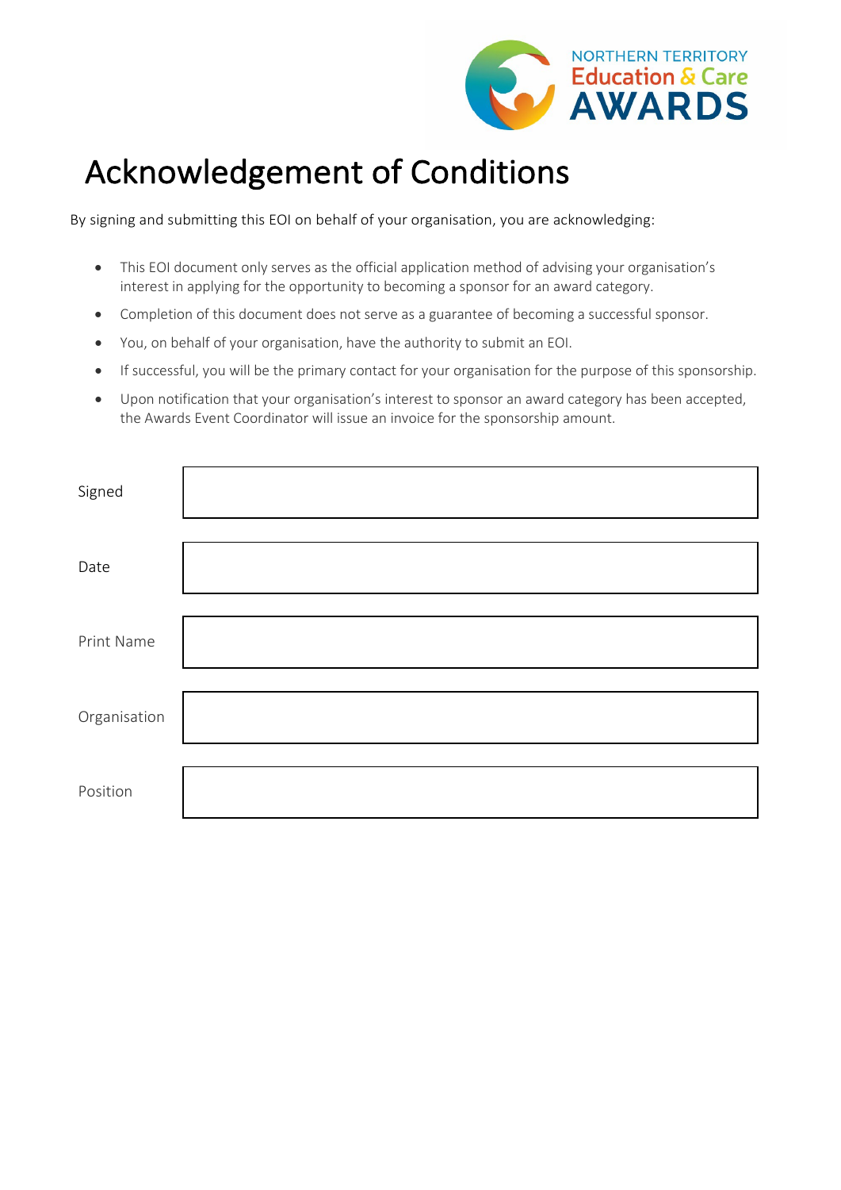NORTHERN TERRITORY
Education & Care
AWARDS

# Acknowledgement of Conditions

By signing and submitting this EOI on behalf of your organisation, you are acknowledging:

- This EOI document only serves as the official application method of advising your organisation's interest in applying for the opportunity to becoming a sponsor for an award category.
- Completion of this document does not serve as a guarantee of becoming a successful sponsor.
- You, on behalf of your organisation, have the authority to submit an EOI.
- If successful, you will be the primary contact for your organisation for the purpose of this sponsorship.
- Upon notification that your organisation's interest to sponsor an award category has been accepted, the Awards Event Coordinator will issue an invoice for the sponsorship amount.

| | |
|---|---|
| Signed | |
| Date | |
| Print Name | |
| Organisation | |
| Position | |